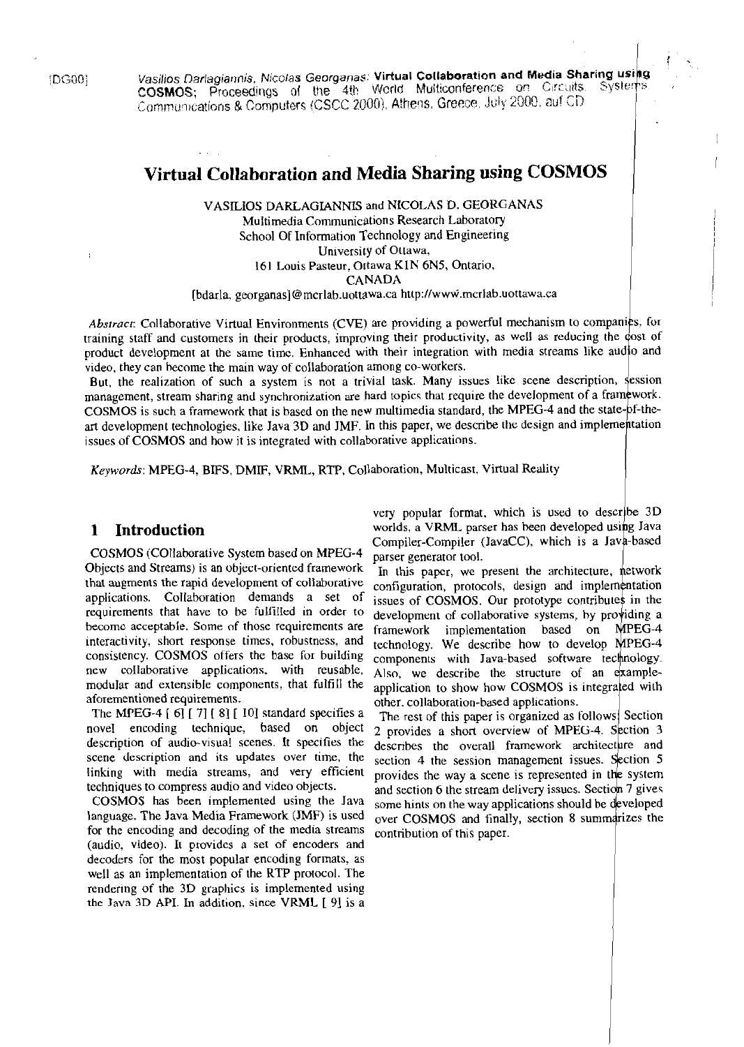[DG00] Vasilios Darlagiannis, Nicolas Georganas: **Virtual Collaboration and Media Sharing using COSMOS**; Proceedings of the 4th World Multiconference on Circuits, Systems, Communications & Computers (CSCC 2000), Athens, Greece, July 2000, auf CD

# Virtual Collaboration and Media Sharing using COSMOS

VASILIOS DARLAGIANNIS and NICOLAS D. GEORGANAS
Multimedia Communications Research Laboratory
School Of Information Technology and Engineering
University of Ottawa,
161 Louis Pasteur, Ottawa K1N 6N5, Ontario,
CANADA
[bdarla, georganas]@mcrlab.uottawa.ca http://www.mcrlab.uottawa.ca

*Abstract*: Collaborative Virtual Environments (CVE) are providing a powerful mechanism to companies, for training staff and customers in their products, improving their productivity, as well as reducing the cost of product development at the same time. Enhanced with their integration with media streams like audio and video, they can become the main way of collaboration among co-workers.

But, the realization of such a system is not a trivial task. Many issues like scene description, session management, stream sharing and synchronization are hard topics that require the development of a framework. COSMOS is such a framework that is based on the new multimedia standard, the MPEG-4 and the state-of-the-art development technologies, like Java 3D and JMF. In this paper, we describe the design and implementation issues of COSMOS and how it is integrated with collaborative applications.

*Keywords*: MPEG-4, BIFS, DMIF, VRML, RTP, Collaboration, Multicast, Virtual Reality

## 1 Introduction

COSMOS (COllaborative System based on MPEG-4 Objects and Streams) is an object-oriented framework that augments the rapid development of collaborative applications. Collaboration demands a set of requirements that have to be fulfilled in order to become acceptable. Some of those requirements are interactivity, short response times, robustness, and consistency. COSMOS offers the base for building new collaborative applications, with reusable, modular and extensible components, that fulfill the aforementioned requirements.

The MPEG-4 [ 6] [ 7] [ 8] [ 10] standard specifies a novel encoding technique, based on object description of audio-visual scenes. It specifies the scene description and its updates over time, the linking with media streams, and very efficient techniques to compress audio and video objects.

COSMOS has been implemented using the Java language. The Java Media Framework (JMF) is used for the encoding and decoding of the media streams (audio, video). It provides a set of encoders and decoders for the most popular encoding formats, as well as an implementation of the RTP protocol. The rendering of the 3D graphics is implemented using the Java 3D API. In addition, since VRML [ 9] is a very popular format, which is used to describe 3D worlds, a VRML parser has been developed using Java Compiler-Compiler (JavaCC), which is a Java-based parser generator tool.

In this paper, we present the architecture, network configuration, protocols, design and implementation issues of COSMOS. Our prototype contributes in the development of collaborative systems, by providing a framework implementation based on MPEG-4 technology. We describe how to develop MPEG-4 components with Java-based software technology. Also, we describe the structure of an example-application to show how COSMOS is integrated with other collaboration-based applications.

The rest of this paper is organized as follows: Section 2 provides a short overview of MPEG-4. Section 3 describes the overall framework architecture and section 4 the session management issues. Section 5 provides the way a scene is represented in the system and section 6 the stream delivery issues. Section 7 gives some hints on the way applications should be developed over COSMOS and finally, section 8 summarizes the contribution of this paper.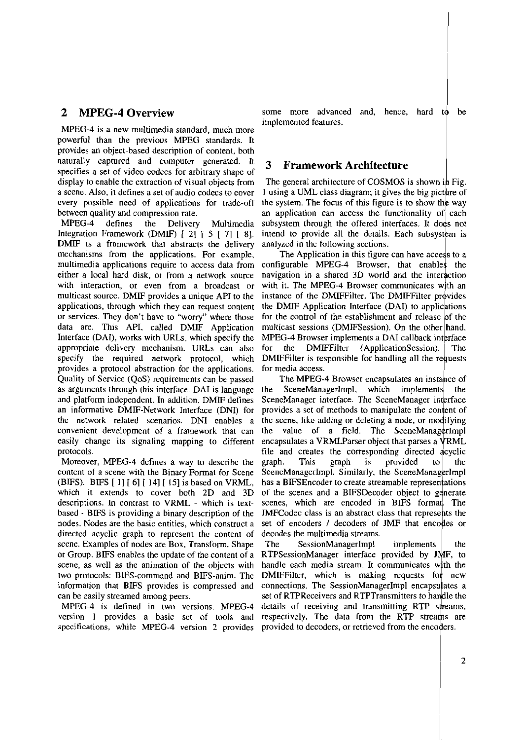## 2 MPEG-4 Overview

MPEG-4 is a new multimedia standard, much more powerful than the previous MPEG standards. It provides an object-based description of content, both naturally captured and computer generated. It specifies a set of video codecs for arbitrary shape of display to enable the extraction of visual objects from a scene. Also, it defines a set of audio codecs to cover every possible need of applications for trade-off between quality and compression rate.

MPEG-4 defines the Delivery Multimedia Integration Framework (DMIF) [ 2] [ 5 [ 7] [ 8]. DMIF is a framework that abstracts the delivery mechanisms from the applications. For example, multimedia applications require to access data from either a local hard disk, or from a network source with interaction, or even from a broadcast or multicast source. DMIF provides a unique API to the applications, through which they can request content or services. They don't have to "worry" where those data are. This API, called DMIF Application Interface (DAI), works with URLs, which specify the appropriate delivery mechanism. URLs can also specify the required network protocol, which provides a protocol abstraction for the applications. Quality of Service (QoS) requirements can be passed as arguments through this interface. DAI is language and platform independent. In addition, DMIF defines an informative DMIF-Network Interface (DNI) for the network related scenarios. DNI enables a convenient development of a framework that can easily change its signaling mapping to different protocols.

Moreover, MPEG-4 defines a way to describe the content of a scene with the Binary Format for Scene (BIFS). BIFS [ 1] [ 6] [ 14] [ 15] is based on VRML, which it extends to cover both 2D and 3D descriptions. In contrast to VRML - which is text-based - BIFS is providing a binary description of the nodes. Nodes are the basic entities, which construct a directed acyclic graph to represent the content of scene. Examples of nodes are Box, Transform, Shape or Group. BIFS enables the update of the content of a scene, as well as the animation of the objects with two protocols: BIFS-command and BIFS-anim. The information that BIFS provides is compressed and can be easily streamed among peers.

MPEG-4 is defined in two versions. MPEG-4 version 1 provides a basic set of tools and specifications, while MPEG-4 version 2 provides some more advanced and, hence, hard to be implemented features.

## 3 Framework Architecture

The general architecture of COSMOS is shown in Fig. 1 using a UML class diagram; it gives the big picture of the system. The focus of this figure is to show the way an application can access the functionality of each subsystem through the offered interfaces. It does not intend to provide all the details. Each subsystem is analyzed in the following sections.

The Application in this figure can have access to a configurable MPEG-4 Browser, that enables the navigation in a shared 3D world and the interaction with it. The MPEG-4 Browser communicates with an instance of the DMIFFilter. The DMIFFilter provides the DMIF Application Interface (DAI) to applications for the control of the establishment and release of the multicast sessions (DMIFSession). On the other hand, MPEG-4 Browser implements a DAI callback interface for the DMIFFilter (ApplicationSession). The DMIFFilter is responsible for handling all the requests for media access.

The MPEG-4 Browser encapsulates an instance of the SceneManagerImpl, which implements the SceneManager interface. The SceneManager interface provides a set of methods to manipulate the content of the scene, like adding or deleting a node, or modifying the value of a field. The SceneManagerImpl encapsulates a VRMLParser object that parses a VRML file and creates the corresponding directed acyclic graph. This graph is provided to the SceneManagerImpl. Similarly, the SceneManagerImpl has a BIFSEncoder to create streamable representations of the scenes and a BIFSDecoder object to generate scenes, which are encoded in BIFS format. The JMFCodec class is an abstract class that represents the set of encoders / decoders of JMF that encodes or decodes the multimedia streams.

The SessionManagerImpl implements the RTPSessionManager interface provided by JMF, to handle each media stream. It communicates with the DMIFFilter, which is making requests for new connections. The SessionManagerImpl encapsulates a set of RTPReceivers and RTPTransmitters to handle the details of receiving and transmitting RTP streams, respectively. The data from the RTP streams are provided to decoders, or retrieved from the encoders.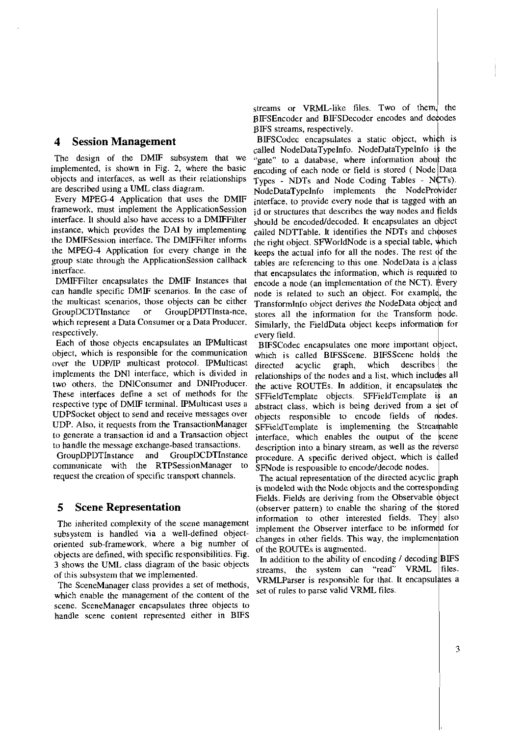## 4 Session Management

The design of the DMIF subsystem that we implemented, is shown in Fig. 2, where the basic objects and interfaces, as well as their relationships are described using a UML class diagram.

Every MPEG-4 Application that uses the DMIF framework, must implement the ApplicationSession interface. It should also have access to a DMIFFilter instance, which provides the DAI by implementing the DMIFSession interface. The DMIFFilter informs the MPEG-4 Application for every change in the group state through the ApplicationSession callback interface.

DMIFFilter encapsulates the DMIF Instances that can handle specific DMIF scenarios. In the case of the multicast scenarios, those objects can be either GroupDCDTInstance or GroupDPDTInsta-nce, which represent a Data Consumer or a Data Producer, respectively.

Each of those objects encapsulates an IPMulticast object, which is responsible for the communication over the UDP/IP multicast protocol. IPMulticast implements the DNI interface, which is divided in two others, the DNIConsumer and DNIProducer. These interfaces define a set of methods for the respective type of DMIF terminal. IPMulticast uses a UDPSocket object to send and receive messages over UDP. Also, it requests from the TransactionManager to generate a transaction id and a Transaction object to handle the message exchange-based transactions.

GroupDPDTInstance and GroupDCDTInstance communicate with the RTPSessionManager to request the creation of specific transport channels.

## 5 Scene Representation

The inherited complexity of the scene management subsystem is handled via a well-defined object-oriented sub-framework, where a big number of objects are defined, with specific responsibilities. Fig. 3 shows the UML class diagram of the basic objects of this subsystem that we implemented.

The SceneManager class provides a set of methods, which enable the management of the content of the scene. SceneManager encapsulates three objects to handle scene content represented either in BIFS streams or VRML-like files. Two of them, the BIFSEncoder and BIFSDecoder encodes and decodes BIFS streams, respectively.

BIFSCodec encapsulates a static object, which is called NodeDataTypeInfo. NodeDataTypeInfo is the "gate" to a database, where information about the encoding of each node or field is stored ( Node Data Types - NDTs and Node Coding Tables - NCTs). NodeDataTypeInfo implements the NodeProvider interface, to provide every node that is tagged with an id or structures that describes the way nodes and fields should be encoded/decoded. It encapsulates an object called NDTTable. It identifies the NDTs and chooses the right object. SFWorldNode is a special table, which keeps the actual info for all the nodes. The rest of the tables are referencing to this one. NodeData is a class that encapsulates the information, which is required to encode a node (an implementation of the NCT). Every node is related to such an object. For example, the TransformInfo object derives the NodeData object and stores all the information for the Transform node. Similarly, the FieldData object keeps information for every field.

BIFSCodec encapsulates one more important object, which is called BIFSScene. BIFSScene holds the directed acyclic graph, which describes the relationships of the nodes and a list, which includes all the active ROUTEs. In addition, it encapsulates the SFFieldTemplate objects. SFFieldTemplate is an abstract class, which is being derived from a set of objects responsible to encode fields of nodes. SFFieldTemplate is implementing the Streamable interface, which enables the output of the scene description into a binary stream, as well as the reverse procedure. A specific derived object, which is called SFNode is responsible to encode/decode nodes.

The actual representation of the directed acyclic graph is modeled with the Node objects and the corresponding Fields. Fields are deriving from the Observable object (observer pattern) to enable the sharing of the stored information to other interested fields. They also implement the Observer interface to be informed for changes in other fields. This way, the implementation of the ROUTEs is augmented.

In addition to the ability of encoding / decoding BIFS streams, the system can "read" VRML files. VRMLParser is responsible for that. It encapsulates a set of rules to parse valid VRML files.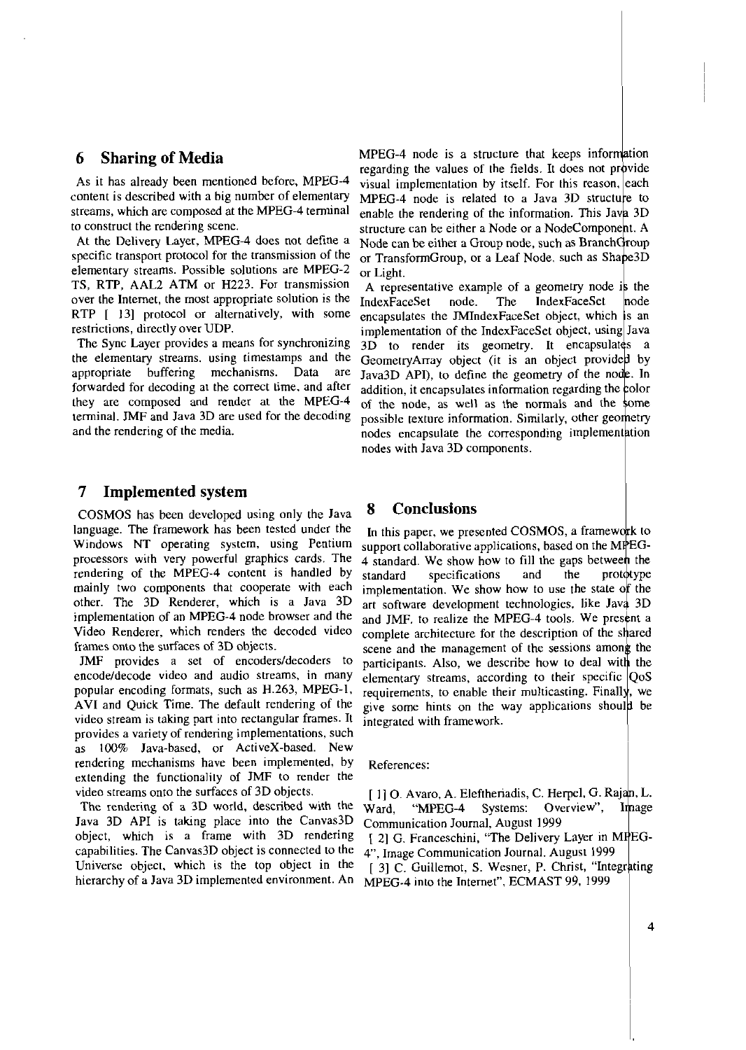## 6 Sharing of Media

As it has already been mentioned before, MPEG-4 content is described with a big number of elementary streams, which are composed at the MPEG-4 terminal to construct the rendering scene.

At the Delivery Layer, MPEG-4 does not define a specific transport protocol for the transmission of the elementary streams. Possible solutions are MPEG-2 TS, RTP, AAL2 ATM or H223. For transmission over the Internet, the most appropriate solution is the RTP [ 13] protocol or alternatively, with some restrictions, directly over UDP.

The Sync Layer provides a means for synchronizing the elementary streams. using timestamps and the appropriate buffering mechanisms. Data are forwarded for decoding at the correct time, and after they are composed and render at the MPEG-4 terminal. JMF and Java 3D are used for the decoding and the rendering of the media.

## 7 Implemented system

COSMOS has been developed using only the Java language. The framework has been tested under the Windows NT operating system, using Pentium processors with very powerful graphics cards. The rendering of the MPEG-4 content is handled by mainly two components that cooperate with each other. The 3D Renderer, which is a Java 3D implementation of an MPEG-4 node browser and the Video Renderer, which renders the decoded video frames onto the surfaces of 3D objects.

JMF provides a set of encoders/decoders to encode/decode video and audio streams, in many popular encoding formats, such as H.263, MPEG-1, AVI and Quick Time. The default rendering of the video stream is taking part into rectangular frames. It provides a variety of rendering implementations, such as 100% Java-based, or ActiveX-based. New rendering mechanisms have been implemented, by extending the functionality of JMF to render the video streams onto the surfaces of 3D objects.

The rendering of a 3D world, described with the Java 3D API is taking place into the Canvas3D object, which is a frame with 3D rendering capabilities. The Canvas3D object is connected to the Universe object, which is the top object in the hierarchy of a Java 3D implemented environment. An MPEG-4 node is a structure that keeps information regarding the values of the fields. It does not provide visual implementation by itself. For this reason, each MPEG-4 node is related to a Java 3D structure to enable the rendering of the information. This Java 3D structure can be either a Node or a NodeComponent. A Node can be either a Group node, such as BranchGroup or TransformGroup, or a Leaf Node, such as Shape3D or Light.

A representative example of a geometry node is the IndexFaceSet node. The IndexFaceSet node encapsulates the JMIndexFaceSet object, which is an implementation of the IndexFaceSet object, using Java 3D to render its geometry. It encapsulates a GeometryArray object (it is an object provided by Java3D API), to define the geometry of the node. In addition, it encapsulates information regarding the color of the node, as well as the normals and the some possible texture information. Similarly, other geometry nodes encapsulate the corresponding implementation nodes with Java 3D components.

## 8 Conclusions

In this paper, we presented COSMOS, a framework to support collaborative applications, based on the MPEG-4 standard. We show how to fill the gaps between the standard specifications and the prototype implementation. We show how to use the state of the art software development technologies, like Java 3D and JMF, to realize the MPEG-4 tools. We present a complete architecture for the description of the shared scene and the management of the sessions among the participants. Also, we describe how to deal with the elementary streams, according to their specific QoS requirements, to enable their multicasting. Finally, we give some hints on the way applications should be integrated with framework.

References:

[ 1] O. Avaro, A. Eleftheriadis, C. Herpel, G. Rajan, L. Ward, "MPEG-4 Systems: Overview", Image Communication Journal, August 1999

[ 2] G. Franceschini, "The Delivery Layer in MPEG-4", Image Communication Journal. August 1999

[ 3] C. Guillemot, S. Wesner, P. Christ, "Integrating MPEG-4 into the Internet", ECMAST 99, 1999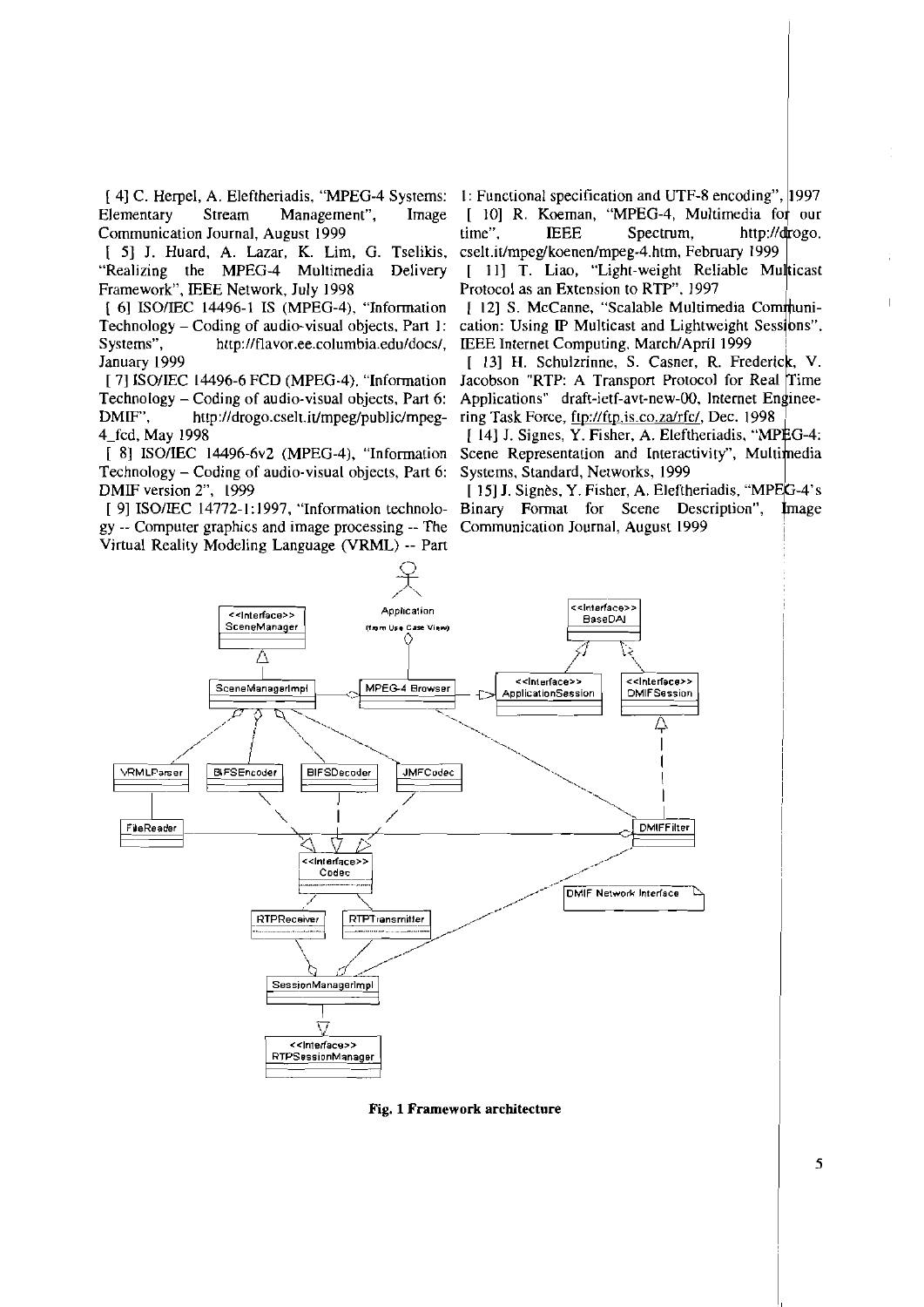[ 4] C. Herpel, A. Eleftheriadis, "MPEG-4 Systems: Elementary Stream Management", Image Communication Journal, August 1999

[ 5] J. Huard, A. Lazar, K. Lim, G. Tselikis, "Realizing the MPEG-4 Multimedia Delivery Framework", IEEE Network, July 1998

[ 6] ISO/IEC 14496-1 IS (MPEG-4), "Information Technology – Coding of audio-visual objects, Part 1: Systems", http://flavor.ee.columbia.edu/docs/, January 1999

[ 7] ISO/IEC 14496-6 FCD (MPEG-4), "Information Technology – Coding of audio-visual objects, Part 6: DMIF", http://drogo.cselt.it/mpeg/public/mpeg-4_fcd, May 1998

[ 8] ISO/IEC 14496-6v2 (MPEG-4), "Information Technology – Coding of audio-visual objects, Part 6: DMIF version 2", 1999

[ 9] ISO/IEC 14772-1:1997, "Information technology -- Computer graphics and image processing -- The Virtual Reality Modeling Language (VRML) -- Part 1: Functional specification and UTF-8 encoding", 1997

[ 10] R. Koenen, "MPEG-4, Multimedia for our time", IEEE Spectrum, http://drogo.cselt.it/mpeg/koenen/mpeg-4.htm, February 1999

[ 11] T. Liao, "Light-weight Reliable Multicast Protocol as an Extension to RTP", 1997

[ 12] S. McCanne, "Scalable Multimedia Communication: Using IP Multicast and Lightweight Sessions", IEEE Internet Computing, March/April 1999

[ 13] H. Schulzrinne, S. Casner, R. Frederick, V. Jacobson "RTP: A Transport Protocol for Real Time Applications" draft-ietf-avt-new-00, Internet Engineering Task Force, ftp://ftp.is.co.za/rfc/, Dec. 1998

[ 14] J. Signes, Y. Fisher, A. Eleftheriadis, "MPEG-4: Scene Representation and Interactivity", Multimedia Systems, Standard, Networks, 1999

[ 15] J. Signès, Y. Fisher, A. Eleftheriadis, "MPEG-4's Binary Format for Scene Description", Image Communication Journal, August 1999

**Fig. 1 Framework architecture**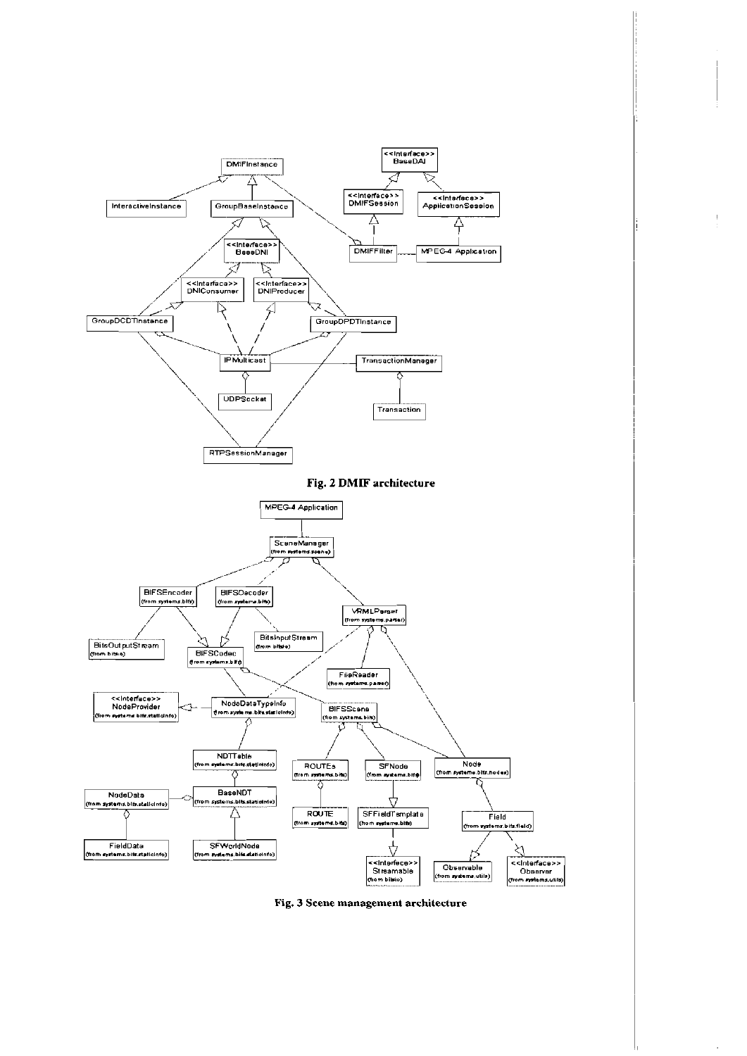DMIFInstance

InteractiveInstance

GroupBaseInstance

<<Interface>>
BaseDNI

<<Interface>>
DNIConsumer

<<Interface>>
DNIProducer

GroupDCDTInstance

GroupDPDTInstance

IPMulticast

UDPSocket

TransactionManager

Transaction

RTPSessionManager

<<Interface>>
BaseDAI

<<Interface>>
DMIFSession

<<Interface>>
ApplicationSession

DMIFFilter

MPEG-4 Application

**Fig. 2 DMIF architecture**

MPEG-4 Application

SceneManager
(from systems.scene)

BIFSEncoder
(from systems.bifs)

BIFSDecoder
(from systems.bifs)

VRMLParser
(from systems.parser)

BitsOutputStream
(from bitsio)

BIFSCodec
(from systems.bifs)

BitsInputStream
(from bitsio)

FileReader
(from systems.parser)

<<Interface>>
NodeProvider
(from systems.bifs.staticinfo)

NodeDataTypeInfo
(from systems.bifs.staticinfo)

BIFSScene
(from systems.bifs)

NDTTable
(from systems.bifs.staticinfo)

ROUTEs
(from systems.bifs)

SFNode
(from systems.bifs)

Node
(from systems.bifs.nodes)

NodeData
(from systems.bifs.staticinfo)

BaseNDT
(from systems.bifs.staticinfo)

ROUTE
(from systems.bifs)

SFFieldTemplate
(from systems.bifs)

Field
(from systems.bifs.field)

FieldData
(from systems.bifs.staticinfo)

SFWorldNode
(from systems.bifs.staticinfo)

<<Interface>>
Streamable
(from bitsio)

Observable
(from systems.utils)

<<Interface>>
Observer
(from systems.utils)

**Fig. 3 Scene management architecture**